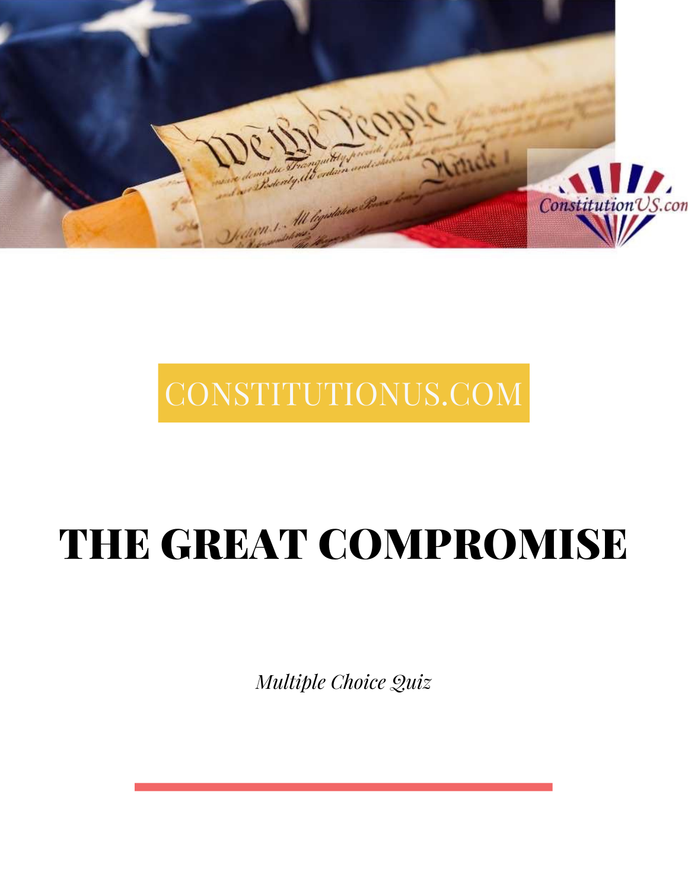CONSTITUTIONUS.COM

# THE GREAT COMPROMISE

*Multiple Choice Quiz*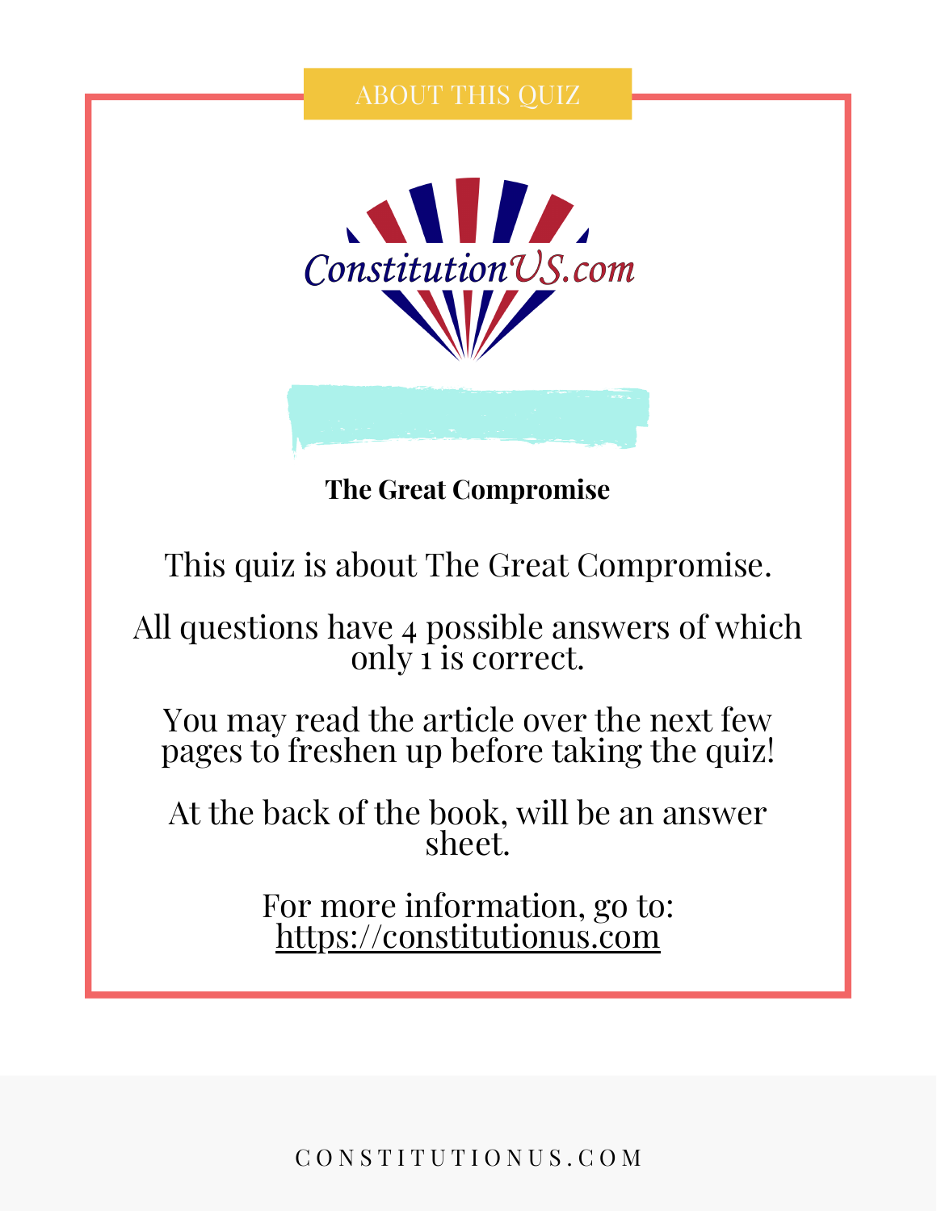## ABOUT THIS QUIZ

ConstitutionUS.com

**The Great Compromise**

This quiz is about The Great Compromise.

All questions have 4 possible answers of which only 1 is correct.

You may read the article over the next few pages to freshen up before taking the quiz!

At the back of the book, will be an answer sheet.

For more information, go to: https://constitutionus.com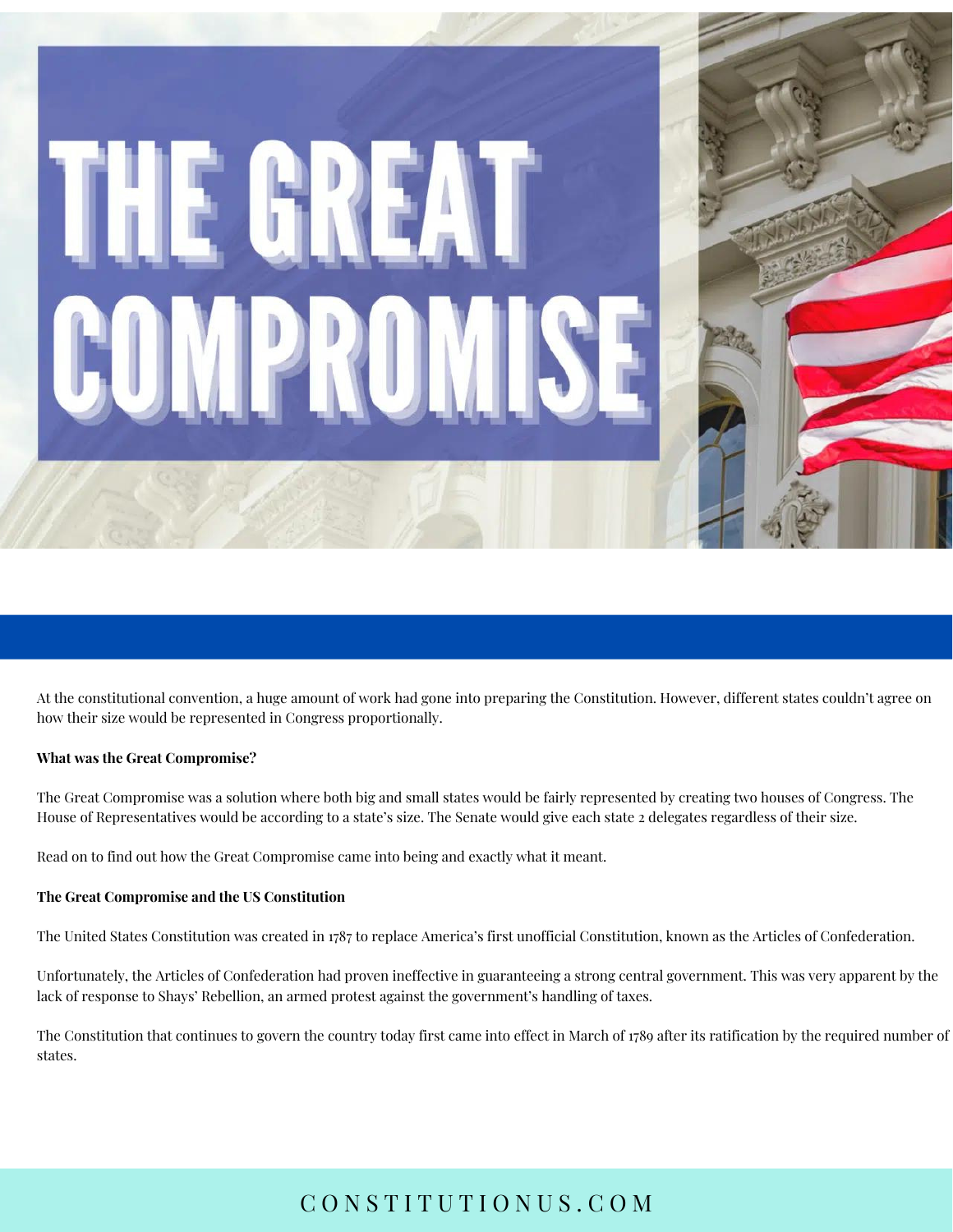# THE GREAT COMPROMISE

At the constitutional convention, a huge amount of work had gone into preparing the Constitution. However, different states couldn't agree on how their size would be represented in Congress proportionally.

**What was the Great Compromise?**

The Great Compromise was a solution where both big and small states would be fairly represented by creating two houses of Congress. The House of Representatives would be according to a state's size. The Senate would give each state 2 delegates regardless of their size.

Read on to find out how the Great Compromise came into being and exactly what it meant.

**The Great Compromise and the US Constitution**

The United States Constitution was created in 1787 to replace America's first unofficial Constitution, known as the Articles of Confederation.

Unfortunately, the Articles of Confederation had proven ineffective in guaranteeing a strong central government. This was very apparent by the lack of response to Shays' Rebellion, an armed protest against the government's handling of taxes.

The Constitution that continues to govern the country today first came into effect in March of 1789 after its ratification by the required number of states.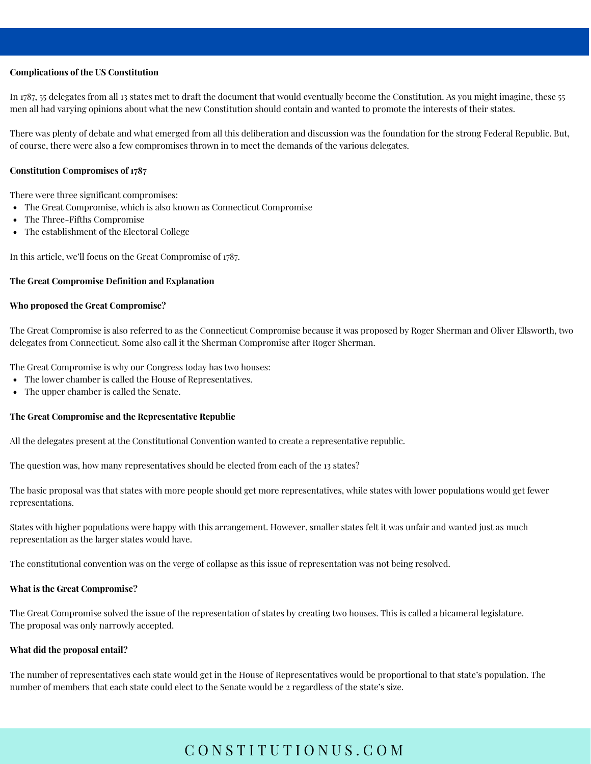**Complications of the US Constitution**

In 1787, 55 delegates from all 13 states met to draft the document that would eventually become the Constitution. As you might imagine, these 55 men all had varying opinions about what the new Constitution should contain and wanted to promote the interests of their states.

There was plenty of debate and what emerged from all this deliberation and discussion was the foundation for the strong Federal Republic. But, of course, there were also a few compromises thrown in to meet the demands of the various delegates.

**Constitution Compromises of 1787**

There were three significant compromises:

- The Great Compromise, which is also known as Connecticut Compromise
- The Three-Fifths Compromise
- The establishment of the Electoral College

In this article, we'll focus on the Great Compromise of 1787.

**The Great Compromise Definition and Explanation**

**Who proposed the Great Compromise?**

The Great Compromise is also referred to as the Connecticut Compromise because it was proposed by Roger Sherman and Oliver Ellsworth, two delegates from Connecticut. Some also call it the Sherman Compromise after Roger Sherman.

The Great Compromise is why our Congress today has two houses:

- The lower chamber is called the House of Representatives.
- The upper chamber is called the Senate.

**The Great Compromise and the Representative Republic**

All the delegates present at the Constitutional Convention wanted to create a representative republic.

The question was, how many representatives should be elected from each of the 13 states?

The basic proposal was that states with more people should get more representatives, while states with lower populations would get fewer representations.

States with higher populations were happy with this arrangement. However, smaller states felt it was unfair and wanted just as much representation as the larger states would have.

The constitutional convention was on the verge of collapse as this issue of representation was not being resolved.

**What is the Great Compromise?**

The Great Compromise solved the issue of the representation of states by creating two houses. This is called a bicameral legislature. The proposal was only narrowly accepted.

**What did the proposal entail?**

The number of representatives each state would get in the House of Representatives would be proportional to that state's population. The number of members that each state could elect to the Senate would be 2 regardless of the state's size.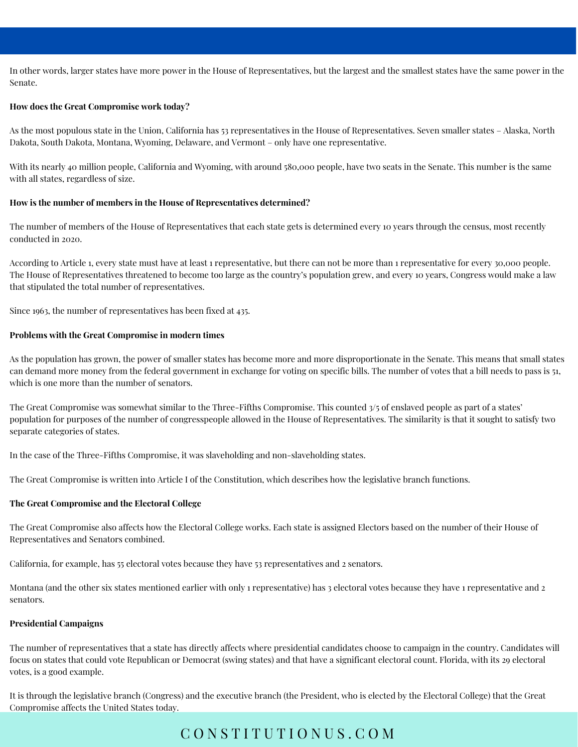In other words, larger states have more power in the House of Representatives, but the largest and the smallest states have the same power in the Senate.

**How does the Great Compromise work today?**

As the most populous state in the Union, California has 53 representatives in the House of Representatives. Seven smaller states – Alaska, North Dakota, South Dakota, Montana, Wyoming, Delaware, and Vermont – only have one representative.

With its nearly 40 million people, California and Wyoming, with around 580,000 people, have two seats in the Senate. This number is the same with all states, regardless of size.

**How is the number of members in the House of Representatives determined?**

The number of members of the House of Representatives that each state gets is determined every 10 years through the census, most recently conducted in 2020.

According to Article 1, every state must have at least 1 representative, but there can not be more than 1 representative for every 30,000 people. The House of Representatives threatened to become too large as the country's population grew, and every 10 years, Congress would make a law that stipulated the total number of representatives.

Since 1963, the number of representatives has been fixed at 435.

**Problems with the Great Compromise in modern times**

As the population has grown, the power of smaller states has become more and more disproportionate in the Senate. This means that small states can demand more money from the federal government in exchange for voting on specific bills. The number of votes that a bill needs to pass is 51, which is one more than the number of senators.

The Great Compromise was somewhat similar to the Three-Fifths Compromise. This counted 3/5 of enslaved people as part of a states' population for purposes of the number of congresspeople allowed in the House of Representatives. The similarity is that it sought to satisfy two separate categories of states.

In the case of the Three-Fifths Compromise, it was slaveholding and non-slaveholding states.

The Great Compromise is written into Article I of the Constitution, which describes how the legislative branch functions.

**The Great Compromise and the Electoral College**

The Great Compromise also affects how the Electoral College works. Each state is assigned Electors based on the number of their House of Representatives and Senators combined.

California, for example, has 55 electoral votes because they have 53 representatives and 2 senators.

Montana (and the other six states mentioned earlier with only 1 representative) has 3 electoral votes because they have 1 representative and 2 senators.

**Presidential Campaigns**

The number of representatives that a state has directly affects where presidential candidates choose to campaign in the country. Candidates will focus on states that could vote Republican or Democrat (swing states) and that have a significant electoral count. Florida, with its 29 electoral votes, is a good example.

It is through the legislative branch (Congress) and the executive branch (the President, who is elected by the Electoral College) that the Great Compromise affects the United States today.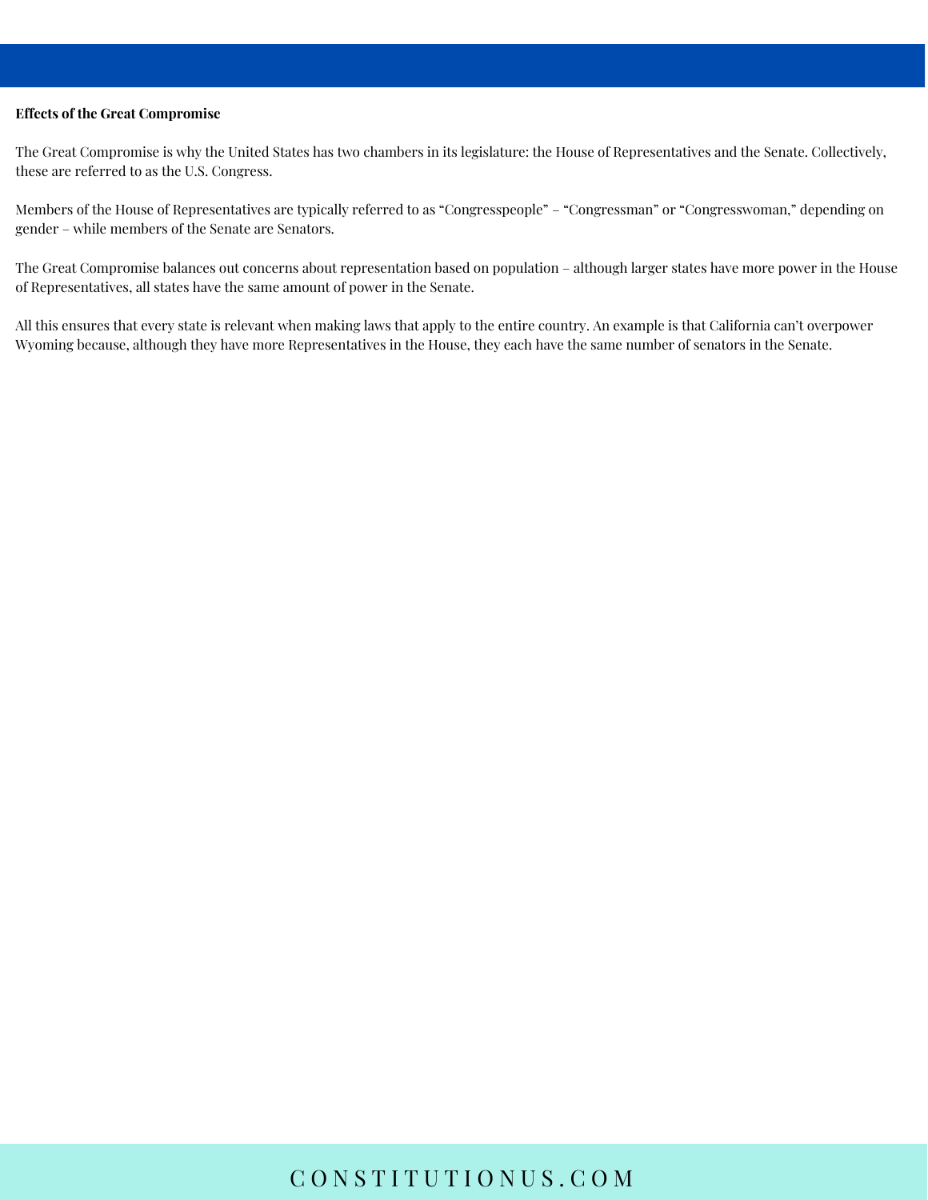**Effects of the Great Compromise**

The Great Compromise is why the United States has two chambers in its legislature: the House of Representatives and the Senate. Collectively, these are referred to as the U.S. Congress.

Members of the House of Representatives are typically referred to as "Congresspeople" – "Congressman" or "Congresswoman," depending on gender – while members of the Senate are Senators.

The Great Compromise balances out concerns about representation based on population – although larger states have more power in the House of Representatives, all states have the same amount of power in the Senate.

All this ensures that every state is relevant when making laws that apply to the entire country. An example is that California can't overpower Wyoming because, although they have more Representatives in the House, they each have the same number of senators in the Senate.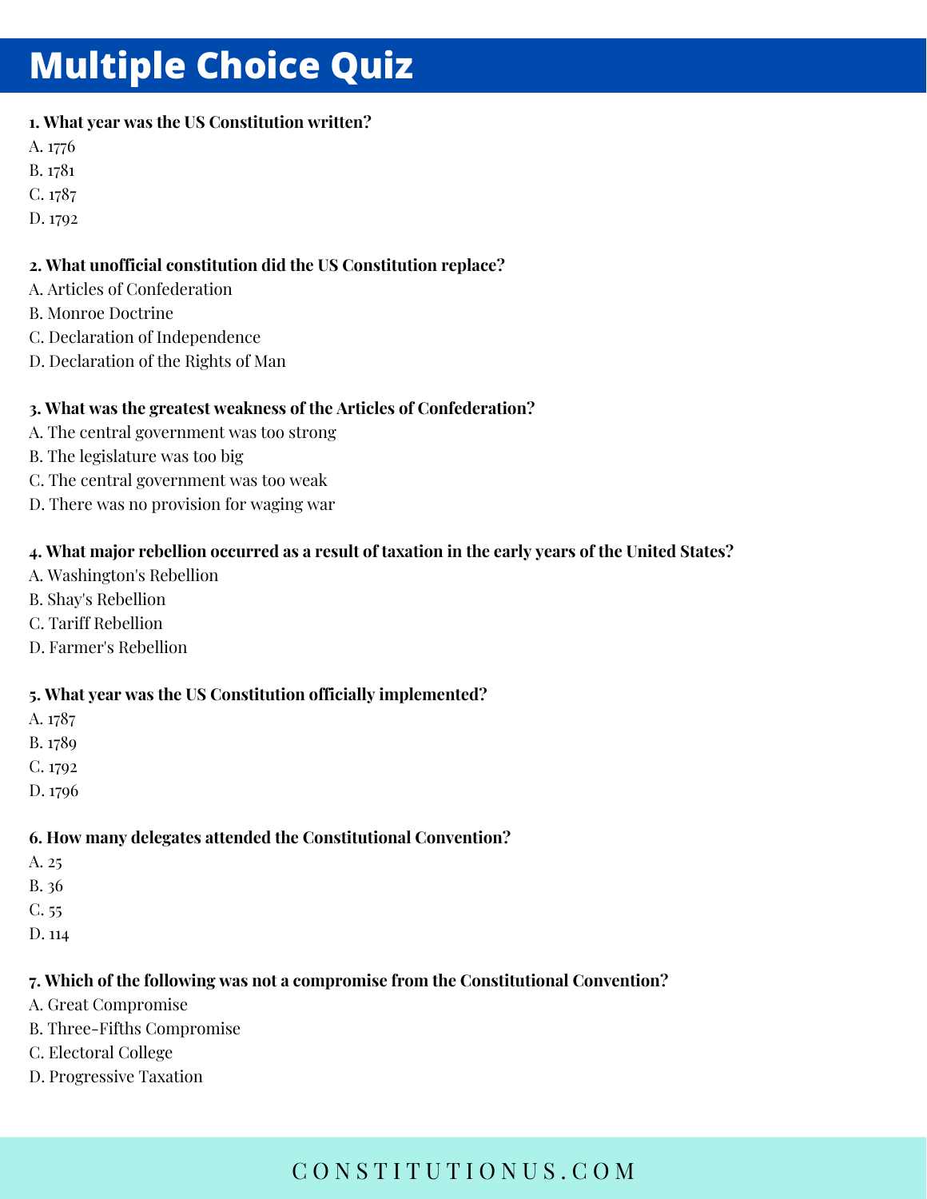# Multiple Choice Quiz

**1. What year was the US Constitution written?**

A. 1776
B. 1781
C. 1787
D. 1792

**2. What unofficial constitution did the US Constitution replace?**

A. Articles of Confederation
B. Monroe Doctrine
C. Declaration of Independence
D. Declaration of the Rights of Man

**3. What was the greatest weakness of the Articles of Confederation?**

A. The central government was too strong
B. The legislature was too big
C. The central government was too weak
D. There was no provision for waging war

**4. What major rebellion occurred as a result of taxation in the early years of the United States?**

A. Washington's Rebellion
B. Shay's Rebellion
C. Tariff Rebellion
D. Farmer's Rebellion

**5. What year was the US Constitution officially implemented?**

A. 1787
B. 1789
C. 1792
D. 1796

**6. How many delegates attended the Constitutional Convention?**

A. 25
B. 36
C. 55
D. 114

**7. Which of the following was not a compromise from the Constitutional Convention?**

A. Great Compromise
B. Three-Fifths Compromise
C. Electoral College
D. Progressive Taxation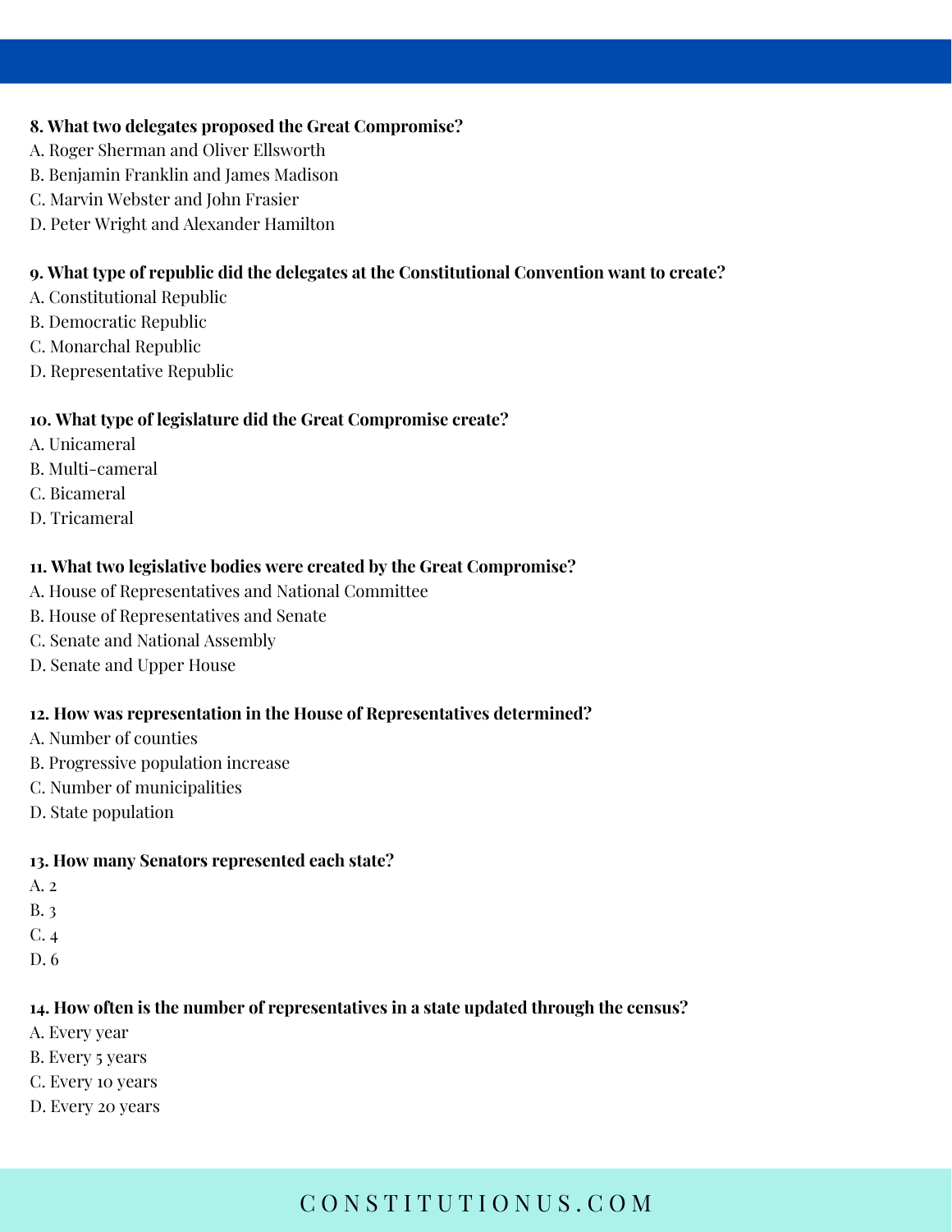**8. What two delegates proposed the Great Compromise?**

A. Roger Sherman and Oliver Ellsworth
B. Benjamin Franklin and James Madison
C. Marvin Webster and John Frasier
D. Peter Wright and Alexander Hamilton

**9. What type of republic did the delegates at the Constitutional Convention want to create?**

A. Constitutional Republic
B. Democratic Republic
C. Monarchal Republic
D. Representative Republic

**10. What type of legislature did the Great Compromise create?**

A. Unicameral
B. Multi-cameral
C. Bicameral
D. Tricameral

**11. What two legislative bodies were created by the Great Compromise?**

A. House of Representatives and National Committee
B. House of Representatives and Senate
C. Senate and National Assembly
D. Senate and Upper House

**12. How was representation in the House of Representatives determined?**

A. Number of counties
B. Progressive population increase
C. Number of municipalities
D. State population

**13. How many Senators represented each state?**

A. 2
B. 3
C. 4
D. 6

**14. How often is the number of representatives in a state updated through the census?**

A. Every year
B. Every 5 years
C. Every 10 years
D. Every 20 years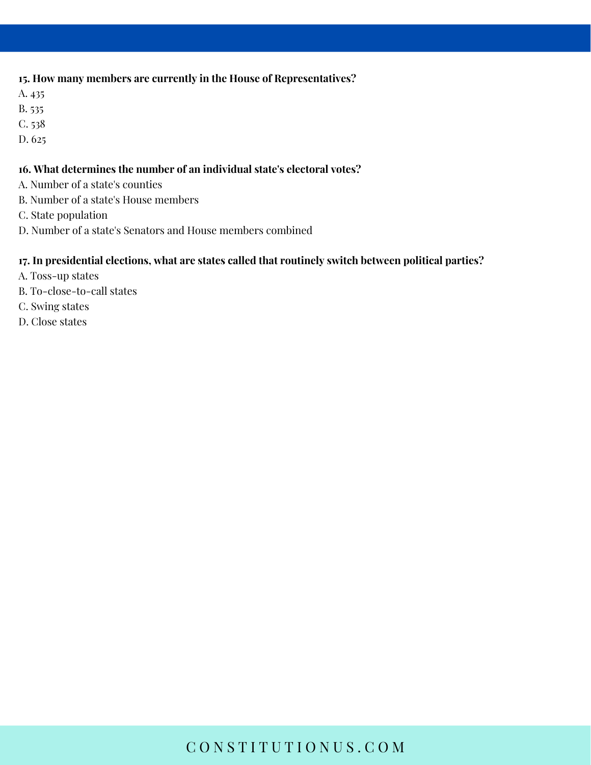**15. How many members are currently in the House of Representatives?**

A. 435

B. 535

C. 538

D. 625

**16. What determines the number of an individual state's electoral votes?**

A. Number of a state's counties

B. Number of a state's House members

C. State population

D. Number of a state's Senators and House members combined

**17. In presidential elections, what are states called that routinely switch between political parties?**

A. Toss-up states

B. To-close-to-call states

C. Swing states

D. Close states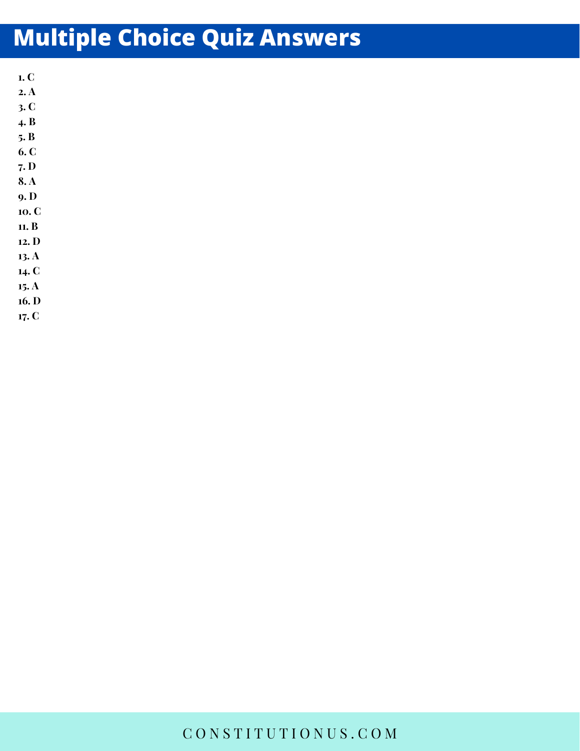# Multiple Choice Quiz Answers

1. C
2. A
3. C
4. B
5. B
6. C
7. D
8. A
9. D
10. C
11. B
12. D
13. A
14. C
15. A
16. D
17. C

CONSTITUTIONUS.COM